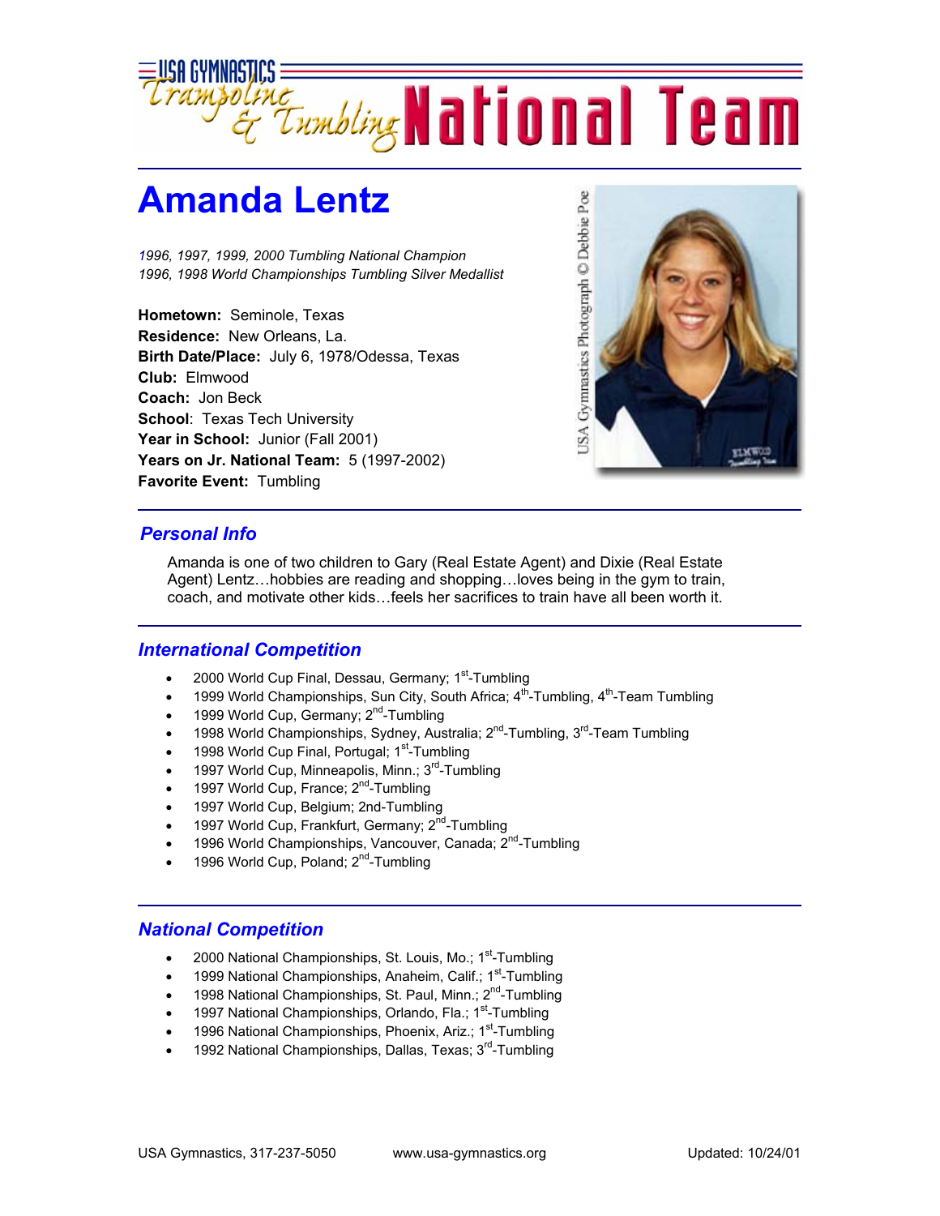# USA Gymnastics Trampoline & Tumbling National Team

## Amanda Lentz

*1996, 1997, 1999, 2000 Tumbling National Champion*
*1996, 1998 World Championships Tumbling Silver Medallist*

**Hometown:** Seminole, Texas
**Residence:** New Orleans, La.
**Birth Date/Place:** July 6, 1978/Odessa, Texas
**Club:** Elmwood
**Coach:** Jon Beck
**School**: Texas Tech University
**Year in School:** Junior (Fall 2001)
**Years on Jr. National Team:** 5 (1997-2002)
**Favorite Event:** Tumbling

USA Gymnastics Photograph © Debbie Poe

### Personal Info

Amanda is one of two children to Gary (Real Estate Agent) and Dixie (Real Estate Agent) Lentz…hobbies are reading and shopping…loves being in the gym to train, coach, and motivate other kids…feels her sacrifices to train have all been worth it.

### International Competition

- 2000 World Cup Final, Dessau, Germany; 1st-Tumbling
- 1999 World Championships, Sun City, South Africa; 4th-Tumbling, 4th-Team Tumbling
- 1999 World Cup, Germany; 2nd-Tumbling
- 1998 World Championships, Sydney, Australia; 2nd-Tumbling, 3rd-Team Tumbling
- 1998 World Cup Final, Portugal; 1st-Tumbling
- 1997 World Cup, Minneapolis, Minn.; 3rd-Tumbling
- 1997 World Cup, France; 2nd-Tumbling
- 1997 World Cup, Belgium; 2nd-Tumbling
- 1997 World Cup, Frankfurt, Germany; 2nd-Tumbling
- 1996 World Championships, Vancouver, Canada; 2nd-Tumbling
- 1996 World Cup, Poland; 2nd-Tumbling

### National Competition

- 2000 National Championships, St. Louis, Mo.; 1st-Tumbling
- 1999 National Championships, Anaheim, Calif.; 1st-Tumbling
- 1998 National Championships, St. Paul, Minn.; 2nd-Tumbling
- 1997 National Championships, Orlando, Fla.; 1st-Tumbling
- 1996 National Championships, Phoenix, Ariz.; 1st-Tumbling
- 1992 National Championships, Dallas, Texas; 3rd-Tumbling

USA Gymnastics, 317-237-5050 www.usa-gymnastics.org Updated: 10/24/01